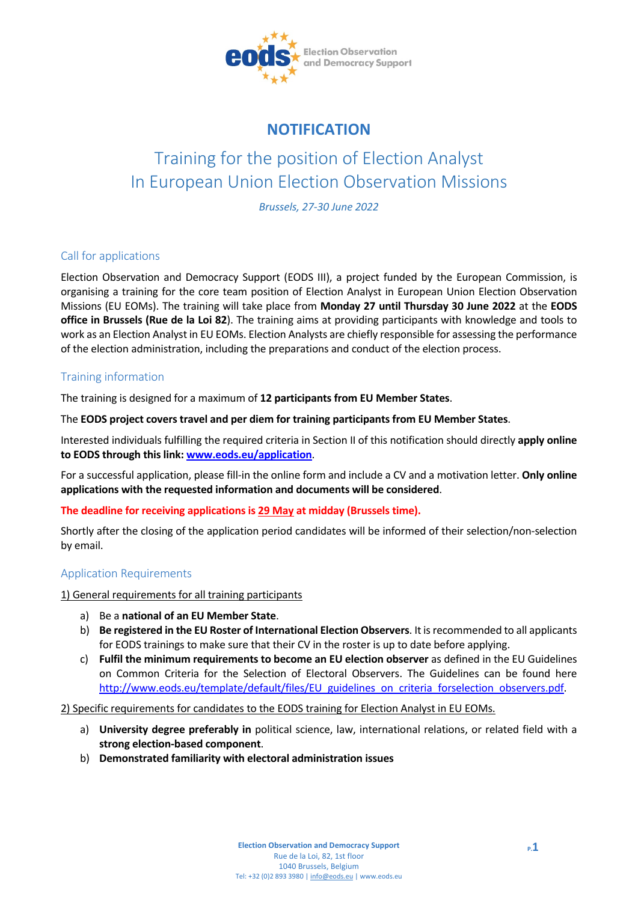# NOTIFICATION

## Training for the position of Election Analyst In European Union Election Observation Missions

*Brussels, 27-30 June 2022*

### Call for applications

Election Observation and Democracy Support (EODS III), a project funded by the European Commission, is organising a training for the core team position of Election Analyst in European Union Election Observation Missions (EU EOMs). The training will take place from **Monday 27 until Thursday 30 June 2022** at the **EODS office in Brussels (Rue de la Loi 82)**. The training aims at providing participants with knowledge and tools to work as an Election Analyst in EU EOMs. Election Analysts are chiefly responsible for assessing the performance of the election administration, including the preparations and conduct of the election process.

### Training information

The training is designed for a maximum of **12 participants from EU Member States**.

The **EODS project covers travel and per diem for training participants from EU Member States**.

Interested individuals fulfilling the required criteria in Section II of this notification should directly **apply online to EODS through this link: [www.eods.eu/application](www.eods.eu/application)**.

For a successful application, please fill-in the online form and include a CV and a motivation letter. **Only online applications with the requested information and documents will be considered**.

**The deadline for receiving applications is 29 May at midday (Brussels time).**

Shortly after the closing of the application period candidates will be informed of their selection/non-selection by email.

### Application Requirements

1) General requirements for all training participants

a) Be a **national of an EU Member State**.
b) **Be registered in the EU Roster of International Election Observers**. It is recommended to all applicants for EODS trainings to make sure that their CV in the roster is up to date before applying.
c) **Fulfil the minimum requirements to become an EU election observer** as defined in the EU Guidelines on Common Criteria for the Selection of Electoral Observers. The Guidelines can be found here [http://www.eods.eu/template/default/files/EU_guidelines_on_criteria_forselection_observers.pdf](http://www.eods.eu/template/default/files/EU_guidelines_on_criteria_forselection_observers.pdf).

2) Specific requirements for candidates to the EODS training for Election Analyst in EU EOMs.

a) **University degree preferably in** political science, law, international relations, or related field with a **strong election-based component**.
b) **Demonstrated familiarity with electoral administration issues**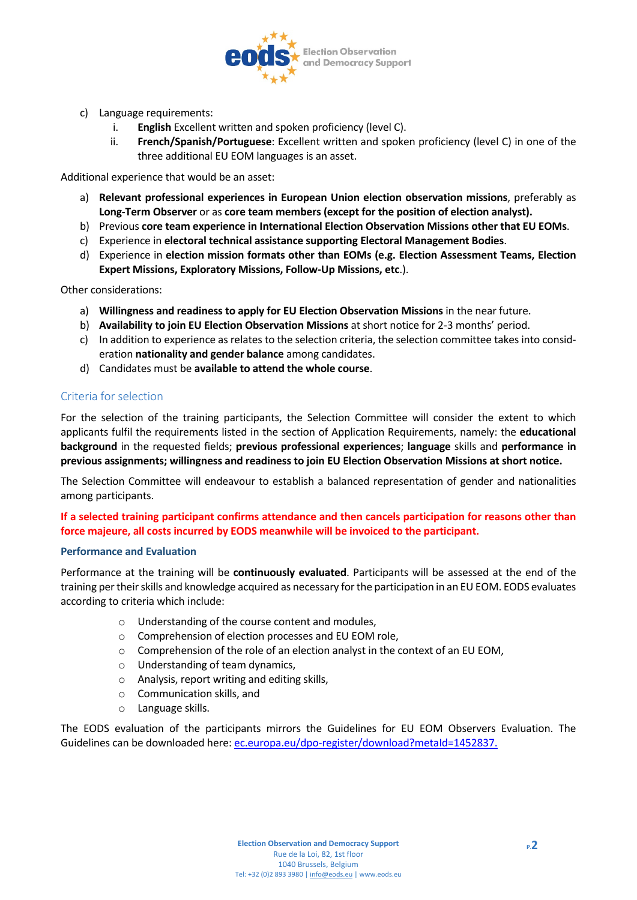c) Language requirements:
   i. **English** Excellent written and spoken proficiency (level C).
   ii. **French/Spanish/Portuguese**: Excellent written and spoken proficiency (level C) in one of the three additional EU EOM languages is an asset.

Additional experience that would be an asset:

a) **Relevant professional experiences in European Union election observation missions**, preferably as **Long-Term Observer** or as **core team members (except for the position of election analyst).**
b) Previous **core team experience in International Election Observation Missions other that EU EOMs**.
c) Experience in **electoral technical assistance supporting Electoral Management Bodies**.
d) Experience in **election mission formats other than EOMs (e.g. Election Assessment Teams, Election Expert Missions, Exploratory Missions, Follow-Up Missions, etc**.).

Other considerations:

a) **Willingness and readiness to apply for EU Election Observation Missions** in the near future.
b) **Availability to join EU Election Observation Missions** at short notice for 2-3 months' period.
c) In addition to experience as relates to the selection criteria, the selection committee takes into consideration **nationality and gender balance** among candidates.
d) Candidates must be **available to attend the whole course**.

## Criteria for selection

For the selection of the training participants, the Selection Committee will consider the extent to which applicants fulfil the requirements listed in the section of Application Requirements, namely: the **educational background** in the requested fields; **previous professional experiences**; **language** skills and **performance in previous assignments; willingness and readiness to join EU Election Observation Missions at short notice.**

The Selection Committee will endeavour to establish a balanced representation of gender and nationalities among participants.

**If a selected training participant confirms attendance and then cancels participation for reasons other than force majeure, all costs incurred by EODS meanwhile will be invoiced to the participant.**

### Performance and Evaluation

Performance at the training will be **continuously evaluated**. Participants will be assessed at the end of the training per their skills and knowledge acquired as necessary for the participation in an EU EOM. EODS evaluates according to criteria which include:

- Understanding of the course content and modules,
- Comprehension of election processes and EU EOM role,
- Comprehension of the role of an election analyst in the context of an EU EOM,
- Understanding of team dynamics,
- Analysis, report writing and editing skills,
- Communication skills, and
- Language skills.

The EODS evaluation of the participants mirrors the Guidelines for EU EOM Observers Evaluation. The Guidelines can be downloaded here: ec.europa.eu/dpo-register/download?metaId=1452837.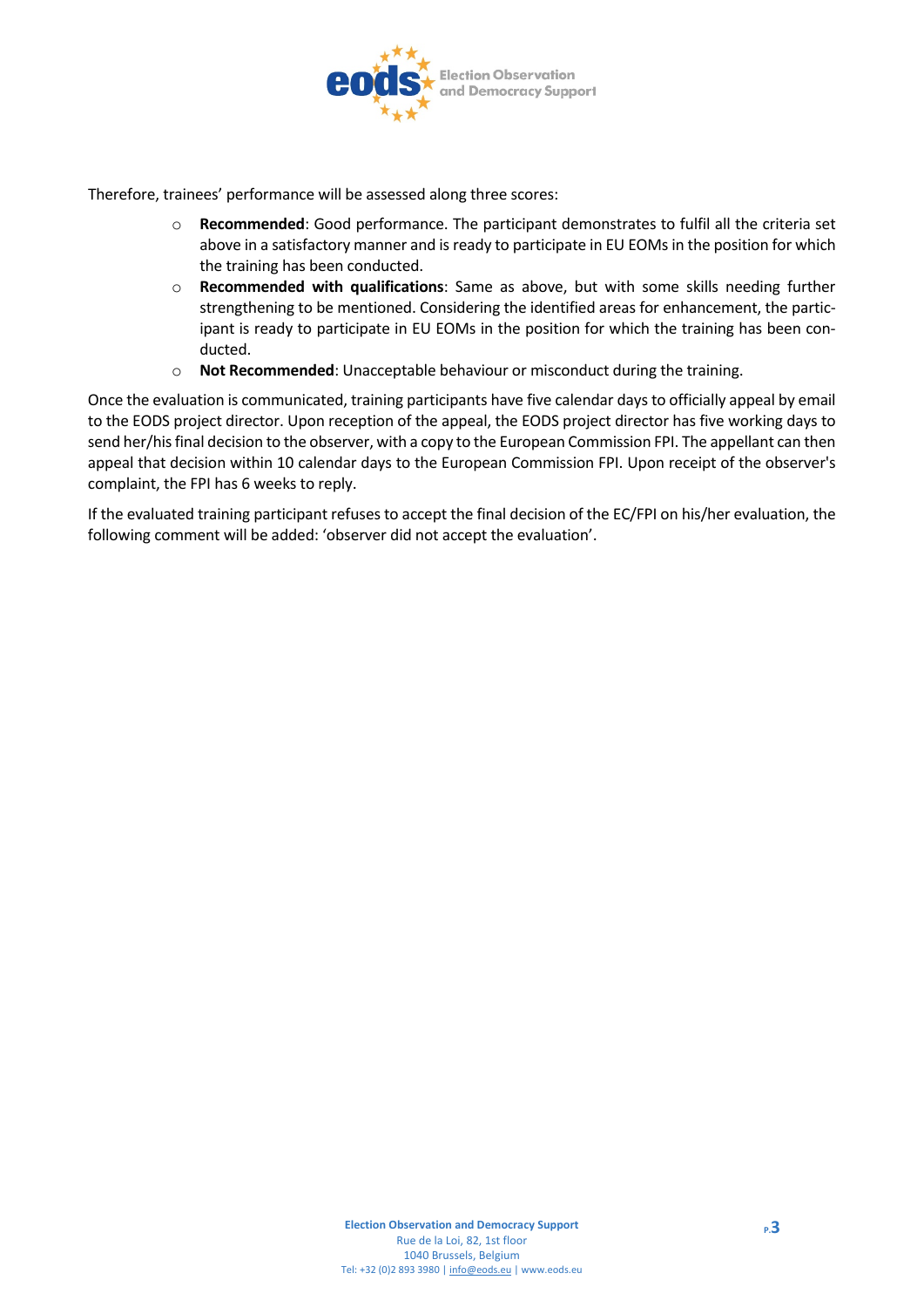Therefore, trainees' performance will be assessed along three scores:

- **Recommended**: Good performance. The participant demonstrates to fulfil all the criteria set above in a satisfactory manner and is ready to participate in EU EOMs in the position for which the training has been conducted.
- **Recommended with qualifications**: Same as above, but with some skills needing further strengthening to be mentioned. Considering the identified areas for enhancement, the participant is ready to participate in EU EOMs in the position for which the training has been conducted.
- **Not Recommended**: Unacceptable behaviour or misconduct during the training.

Once the evaluation is communicated, training participants have five calendar days to officially appeal by email to the EODS project director. Upon reception of the appeal, the EODS project director has five working days to send her/his final decision to the observer, with a copy to the European Commission FPI. The appellant can then appeal that decision within 10 calendar days to the European Commission FPI. Upon receipt of the observer's complaint, the FPI has 6 weeks to reply.

If the evaluated training participant refuses to accept the final decision of the EC/FPI on his/her evaluation, the following comment will be added: 'observer did not accept the evaluation'.